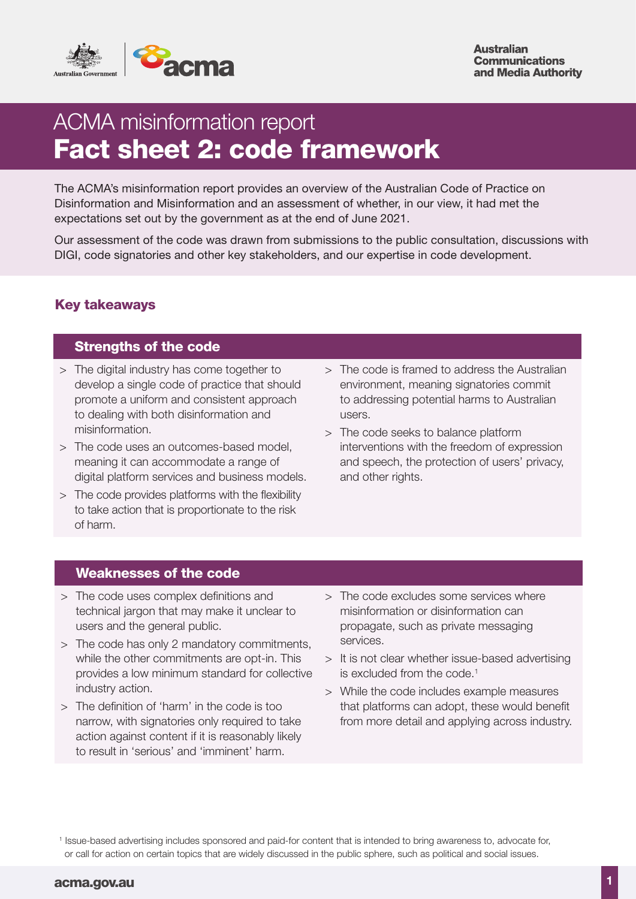# ACMA misinformation report

# Fact sheet 2: code framework

The ACMA's misinformation report provides an overview of the Australian Code of Practice on Disinformation and Misinformation and an assessment of whether, in our view, it had met the expectations set out by the government as at the end of June 2021.

Our assessment of the code was drawn from submissions to the public consultation, discussions with DIGI, code signatories and other key stakeholders, and our expertise in code development.

## Key takeaways

### Strengths of the code

- The digital industry has come together to develop a single code of practice that should promote a uniform and consistent approach to dealing with both disinformation and misinformation.
- The code uses an outcomes-based model, meaning it can accommodate a range of digital platform services and business models.
- The code provides platforms with the flexibility to take action that is proportionate to the risk of harm.
- The code is framed to address the Australian environment, meaning signatories commit to addressing potential harms to Australian users.
- The code seeks to balance platform interventions with the freedom of expression and speech, the protection of users' privacy, and other rights.

### Weaknesses of the code

- The code uses complex definitions and technical jargon that may make it unclear to users and the general public.
- The code has only 2 mandatory commitments, while the other commitments are opt-in. This provides a low minimum standard for collective industry action.
- The definition of 'harm' in the code is too narrow, with signatories only required to take action against content if it is reasonably likely to result in 'serious' and 'imminent' harm.
- The code excludes some services where misinformation or disinformation can propagate, such as private messaging services.
- It is not clear whether issue-based advertising is excluded from the code.[1]
- While the code includes example measures that platforms can adopt, these would benefit from more detail and applying across industry.

[1] Issue-based advertising includes sponsored and paid-for content that is intended to bring awareness to, advocate for, or call for action on certain topics that are widely discussed in the public sphere, such as political and social issues.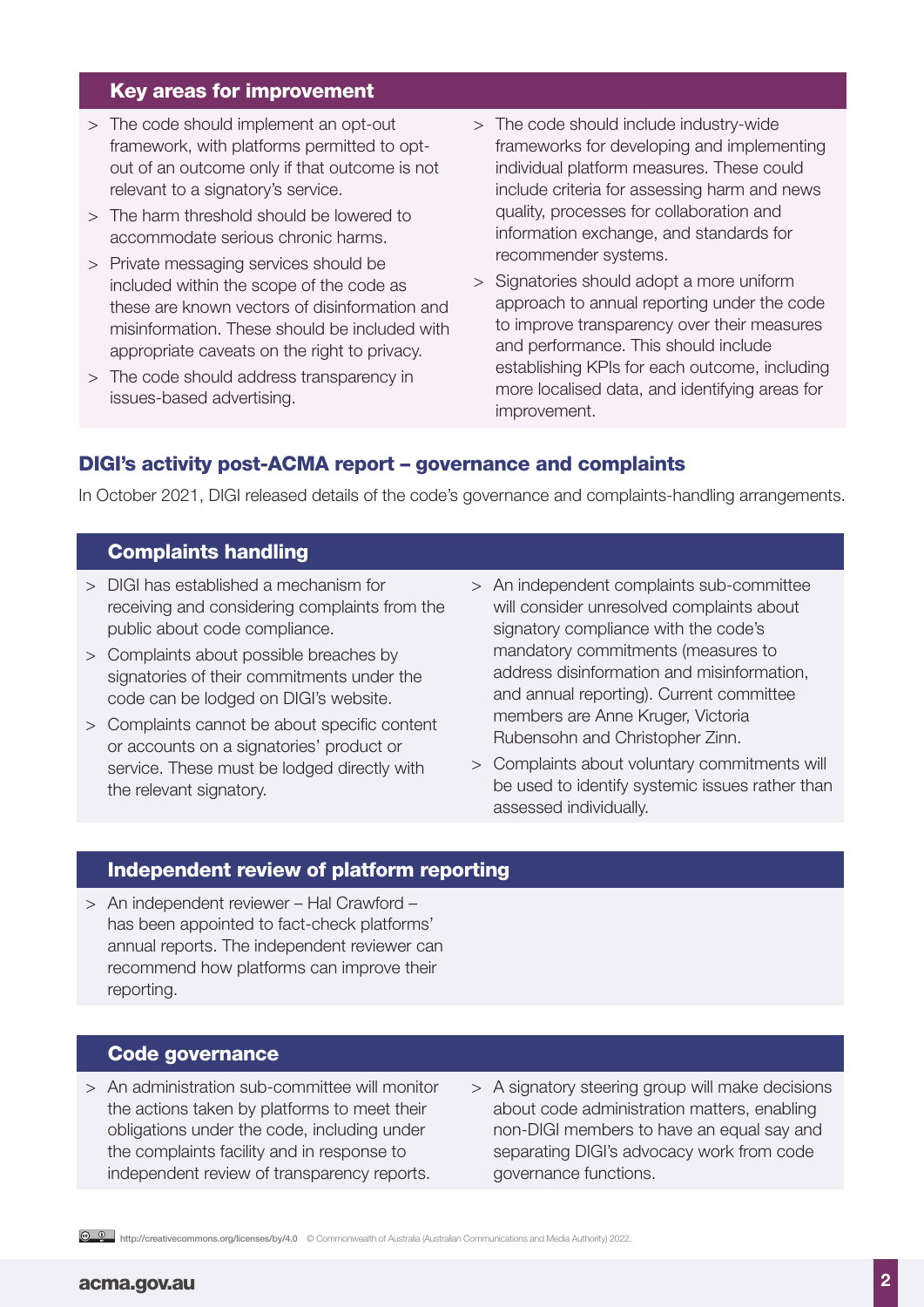### Key areas for improvement

- The code should implement an opt-out framework, with platforms permitted to opt-out of an outcome only if that outcome is not relevant to a signatory's service.
- The harm threshold should be lowered to accommodate serious chronic harms.
- Private messaging services should be included within the scope of the code as these are known vectors of disinformation and misinformation. These should be included with appropriate caveats on the right to privacy.
- The code should address transparency in issues-based advertising.
- The code should include industry-wide frameworks for developing and implementing individual platform measures. These could include criteria for assessing harm and news quality, processes for collaboration and information exchange, and standards for recommender systems.
- Signatories should adopt a more uniform approach to annual reporting under the code to improve transparency over their measures and performance. This should include establishing KPIs for each outcome, including more localised data, and identifying areas for improvement.

## DIGI's activity post-ACMA report – governance and complaints

In October 2021, DIGI released details of the code's governance and complaints-handling arrangements.

### Complaints handling

- DIGI has established a mechanism for receiving and considering complaints from the public about code compliance.
- Complaints about possible breaches by signatories of their commitments under the code can be lodged on DIGI's website.
- Complaints cannot be about specific content or accounts on a signatories' product or service. These must be lodged directly with the relevant signatory.
- An independent complaints sub-committee will consider unresolved complaints about signatory compliance with the code's mandatory commitments (measures to address disinformation and misinformation, and annual reporting). Current committee members are Anne Kruger, Victoria Rubensohn and Christopher Zinn.
- Complaints about voluntary commitments will be used to identify systemic issues rather than assessed individually.

### Independent review of platform reporting

- An independent reviewer – Hal Crawford – has been appointed to fact-check platforms' annual reports. The independent reviewer can recommend how platforms can improve their reporting.

### Code governance

- An administration sub-committee will monitor the actions taken by platforms to meet their obligations under the code, including under the complaints facility and in response to independent review of transparency reports.
- A signatory steering group will make decisions about code administration matters, enabling non-DIGI members to have an equal say and separating DIGI's advocacy work from code governance functions.

http://creativecommons.org/licenses/by/4.0 © Commonwealth of Australia (Australian Communications and Media Authority) 2022.

acma.gov.au